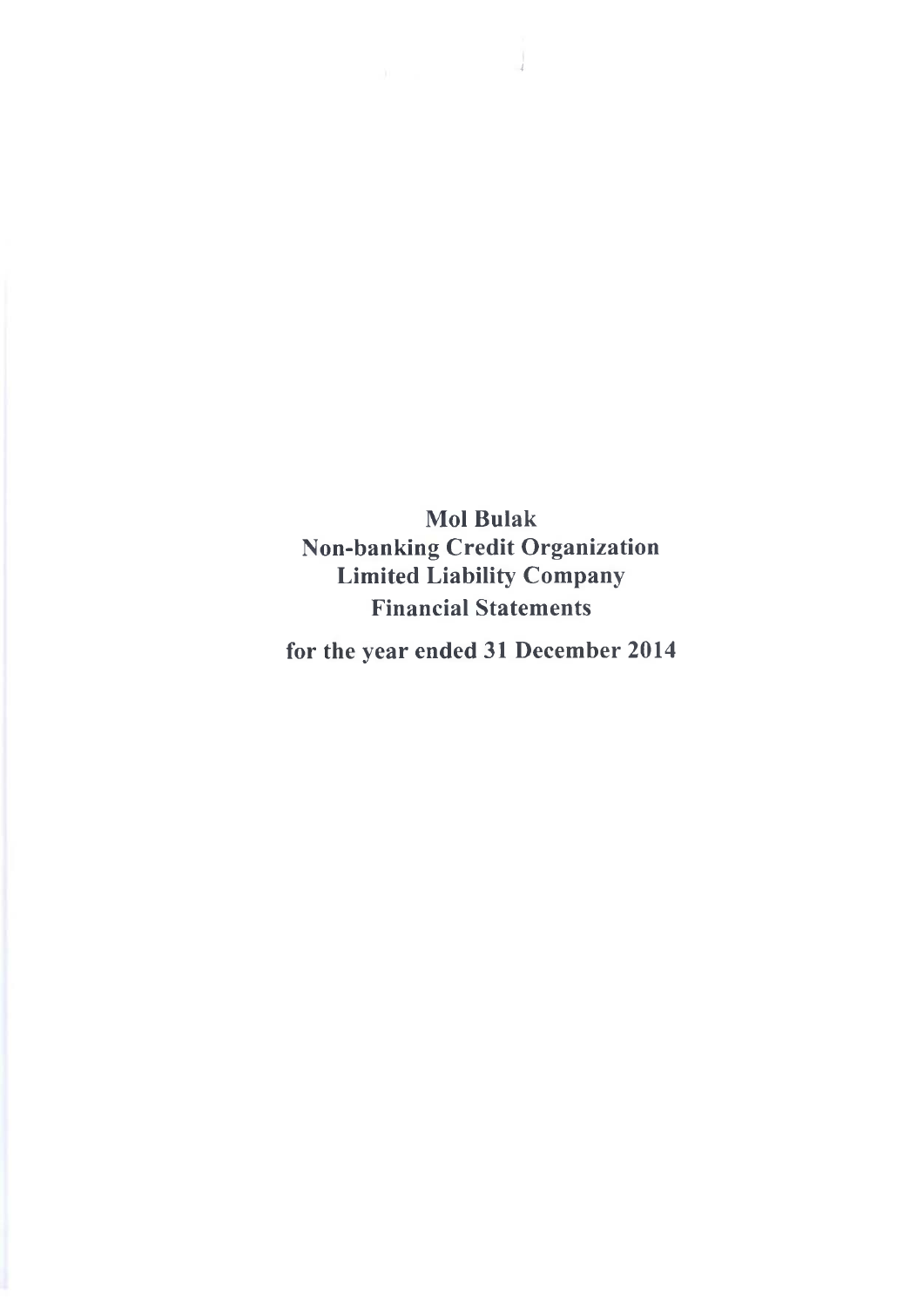# Mol Bulak
# Non-banking Credit Organization
# Limited Liability Company
## Financial Statements

**for the year ended 31 December 2014**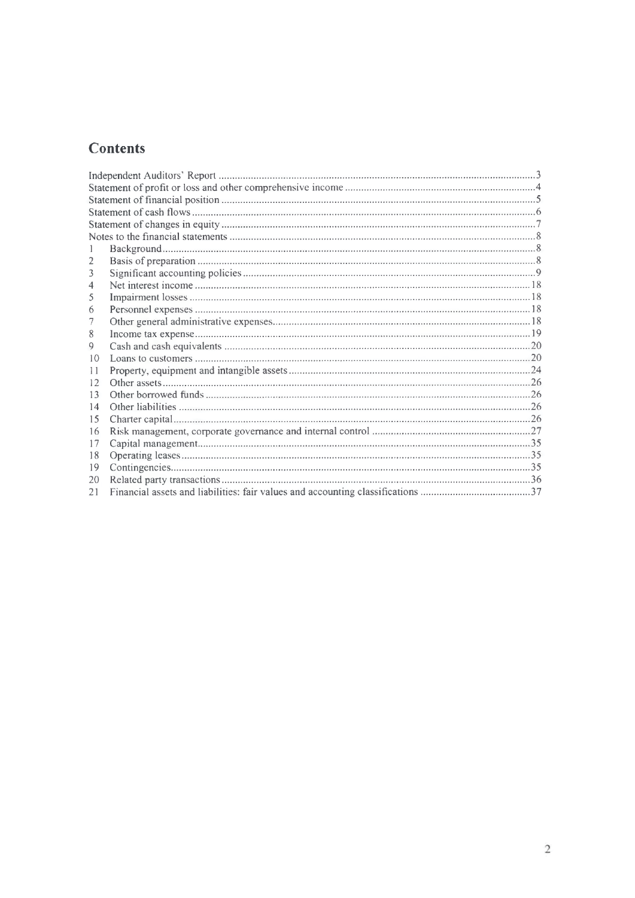# Contents

| | | |
|---|---|---|
| Independent Auditors' Report | | 3 |
| Statement of profit or loss and other comprehensive income | | 4 |
| Statement of financial position | | 5 |
| Statement of cash flows | | 6 |
| Statement of changes in equity | | 7 |
| Notes to the financial statements | | 8 |
| 1 | Background | 8 |
| 2 | Basis of preparation | 8 |
| 3 | Significant accounting policies | 9 |
| 4 | Net interest income | 18 |
| 5 | Impairment losses | 18 |
| 6 | Personnel expenses | 18 |
| 7 | Other general administrative expenses | 18 |
| 8 | Income tax expense | 19 |
| 9 | Cash and cash equivalents | 20 |
| 10 | Loans to customers | 20 |
| 11 | Property, equipment and intangible assets | 24 |
| 12 | Other assets | 26 |
| 13 | Other borrowed funds | 26 |
| 14 | Other liabilities | 26 |
| 15 | Charter capital | 26 |
| 16 | Risk management, corporate governance and internal control | 27 |
| 17 | Capital management | 35 |
| 18 | Operating leases | 35 |
| 19 | Contingencies | 35 |
| 20 | Related party transactions | 36 |
| 21 | Financial assets and liabilities: fair values and accounting classifications | 37 |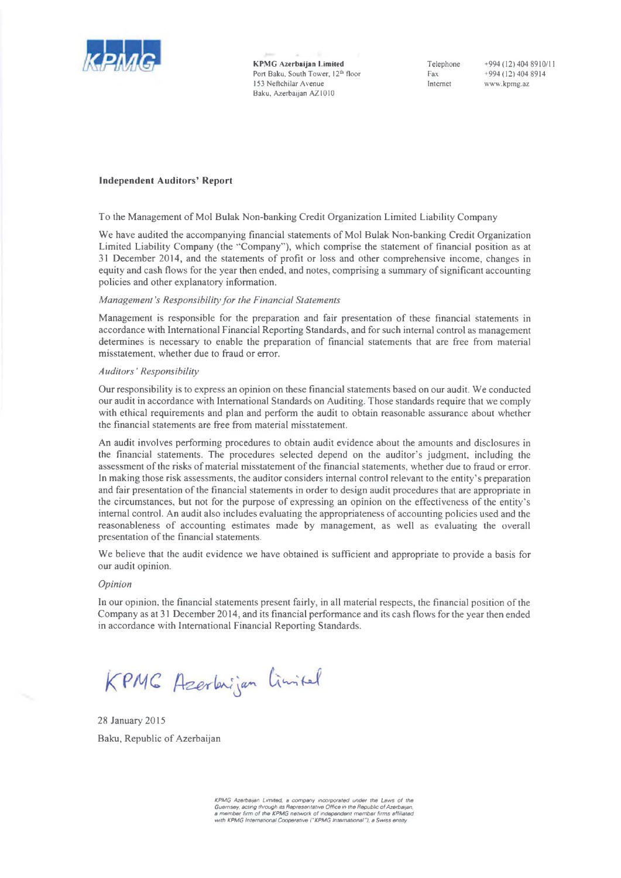**KPMG Azerbaijan Limited**
Port Baku, South Tower, 12th floor
153 Neftchilar Avenue
Baku, Azerbaijan AZ1010

Telephone +994 (12) 404 8910/11
Fax +994 (12) 404 8914
Internet www.kpmg.az

## Independent Auditors' Report

To the Management of Mol Bulak Non-banking Credit Organization Limited Liability Company

We have audited the accompanying financial statements of Mol Bulak Non-banking Credit Organization Limited Liability Company (the "Company"), which comprise the statement of financial position as at 31 December 2014, and the statements of profit or loss and other comprehensive income, changes in equity and cash flows for the year then ended, and notes, comprising a summary of significant accounting policies and other explanatory information.

*Management's Responsibility for the Financial Statements*

Management is responsible for the preparation and fair presentation of these financial statements in accordance with International Financial Reporting Standards, and for such internal control as management determines is necessary to enable the preparation of financial statements that are free from material misstatement, whether due to fraud or error.

*Auditors' Responsibility*

Our responsibility is to express an opinion on these financial statements based on our audit. We conducted our audit in accordance with International Standards on Auditing. Those standards require that we comply with ethical requirements and plan and perform the audit to obtain reasonable assurance about whether the financial statements are free from material misstatement.

An audit involves performing procedures to obtain audit evidence about the amounts and disclosures in the financial statements. The procedures selected depend on the auditor's judgment, including the assessment of the risks of material misstatement of the financial statements, whether due to fraud or error. In making those risk assessments, the auditor considers internal control relevant to the entity's preparation and fair presentation of the financial statements in order to design audit procedures that are appropriate in the circumstances, but not for the purpose of expressing an opinion on the effectiveness of the entity's internal control. An audit also includes evaluating the appropriateness of accounting policies used and the reasonableness of accounting estimates made by management, as well as evaluating the overall presentation of the financial statements.

We believe that the audit evidence we have obtained is sufficient and appropriate to provide a basis for our audit opinion.

*Opinion*

In our opinion, the financial statements present fairly, in all material respects, the financial position of the Company as at 31 December 2014, and its financial performance and its cash flows for the year then ended in accordance with International Financial Reporting Standards.

KPMG Azerbaijan Limited

28 January 2015

Baku, Republic of Azerbaijan

*KPMG Azerbaijan Limited, a company incorporated under the Laws of the Guernsey, acting through its Representative Office in the Republic of Azerbaijan, a member firm of the KPMG network of independent member firms affiliated with KPMG International Cooperative ("KPMG International"), a Swiss entity*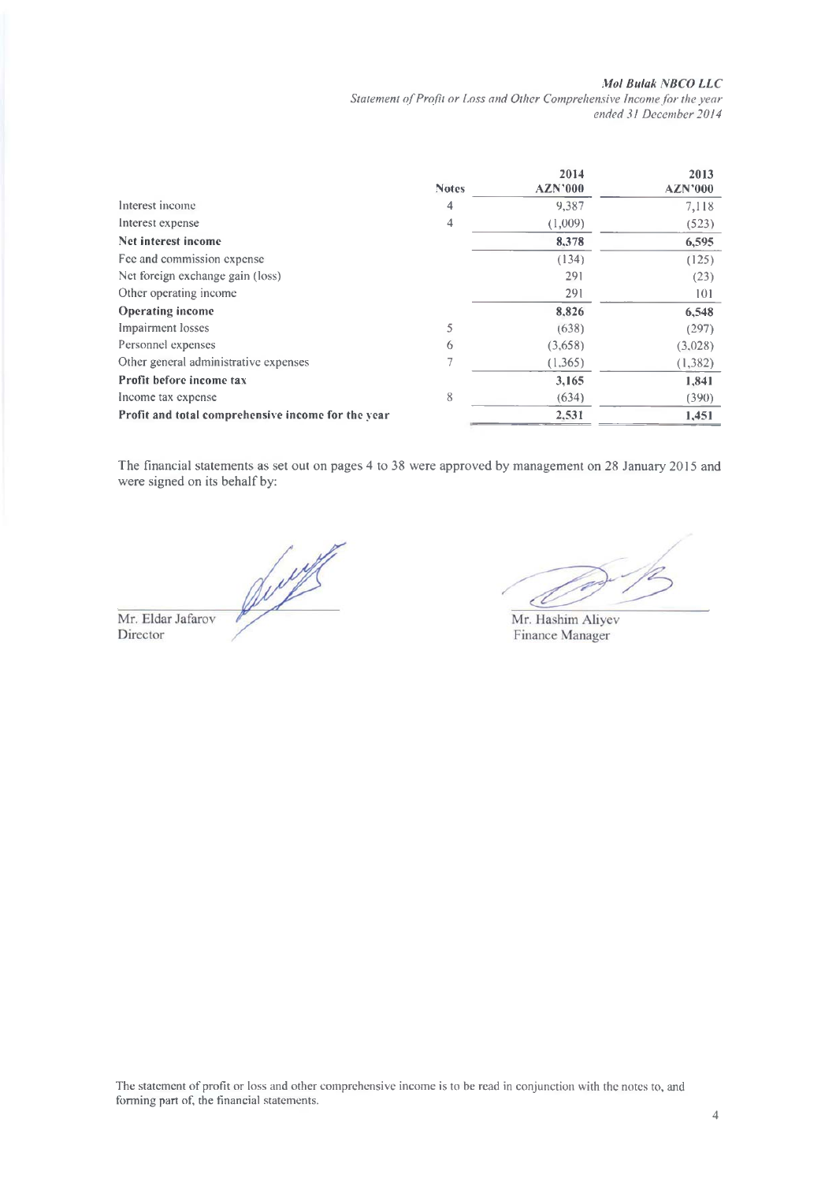*Mol Bulak NBCO LLC*
*Statement of Profit or Loss and Other Comprehensive Income for the year ended 31 December 2014*

| | Notes | 2014 AZN'000 | 2013 AZN'000 |
|---|---|---|---|
| Interest income | 4 | 9,387 | 7,118 |
| Interest expense | 4 | (1,009) | (523) |
| **Net interest income** | | **8,378** | **6,595** |
| Fee and commission expense | | (134) | (125) |
| Net foreign exchange gain (loss) | | 291 | (23) |
| Other operating income | | 291 | 101 |
| **Operating income** | | **8,826** | **6,548** |
| Impairment losses | 5 | (638) | (297) |
| Personnel expenses | 6 | (3,658) | (3,028) |
| Other general administrative expenses | 7 | (1,365) | (1,382) |
| **Profit before income tax** | | **3,165** | **1,841** |
| Income tax expense | 8 | (634) | (390) |
| **Profit and total comprehensive income for the year** | | **2,531** | **1,451** |

The financial statements as set out on pages 4 to 38 were approved by management on 28 January 2015 and were signed on its behalf by:

Mr. Eldar Jafarov
Director

Mr. Hashim Aliyev
Finance Manager

The statement of profit or loss and other comprehensive income is to be read in conjunction with the notes to, and forming part of, the financial statements.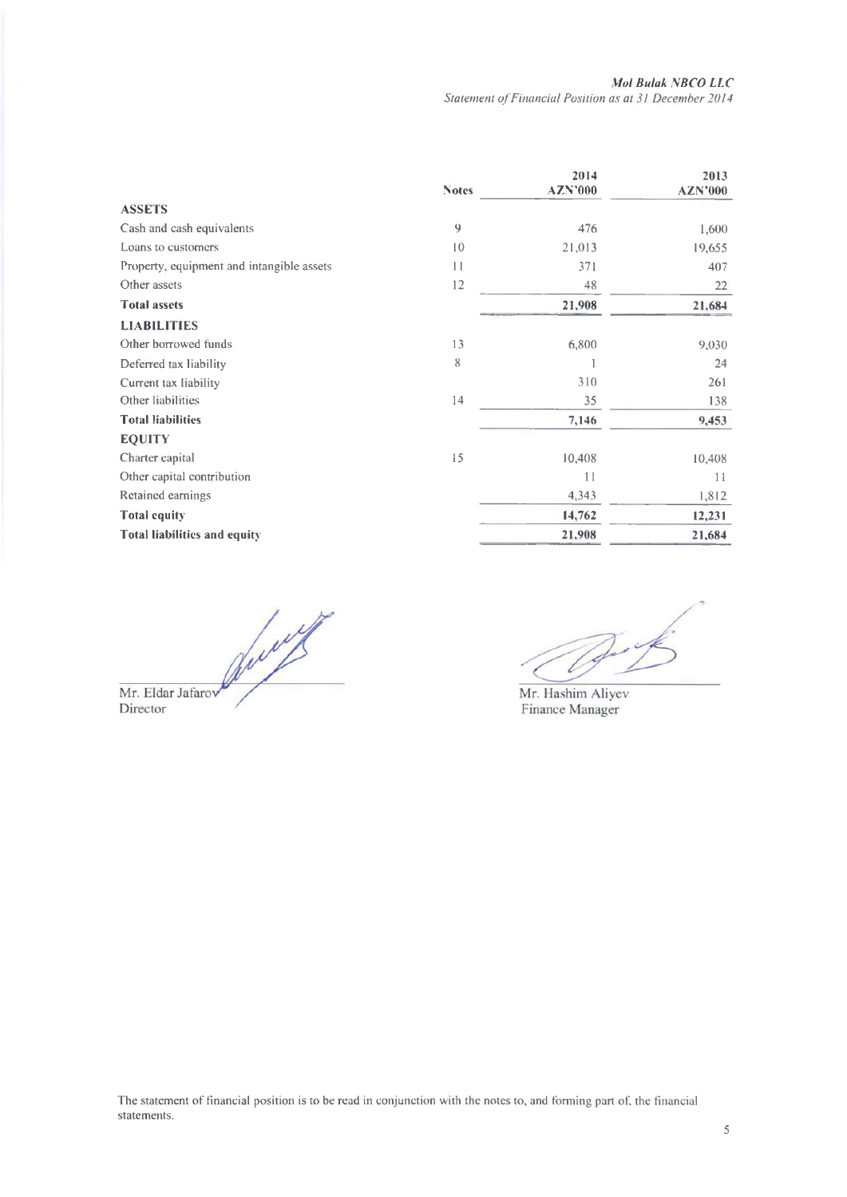*Mol Bulak NBCO LLC*
*Statement of Financial Position as at 31 December 2014*

| | Notes | 2014 AZN'000 | 2013 AZN'000 |
|---|---|---|---|
| **ASSETS** | | | |
| Cash and cash equivalents | 9 | 476 | 1,600 |
| Loans to customers | 10 | 21,013 | 19,655 |
| Property, equipment and intangible assets | 11 | 371 | 407 |
| Other assets | 12 | 48 | 22 |
| **Total assets** | | **21,908** | **21,684** |
| **LIABILITIES** | | | |
| Other borrowed funds | 13 | 6,800 | 9,030 |
| Deferred tax liability | 8 | 1 | 24 |
| Current tax liability | | 310 | 261 |
| Other liabilities | 14 | 35 | 138 |
| **Total liabilities** | | **7,146** | **9,453** |
| **EQUITY** | | | |
| Charter capital | 15 | 10,408 | 10,408 |
| Other capital contribution | | 11 | 11 |
| Retained earnings | | 4,343 | 1,812 |
| **Total equity** | | **14,762** | **12,231** |
| **Total liabilities and equity** | | **21,908** | **21,684** |

Mr. Eldar Jafarov
Director

Mr. Hashim Aliyev
Finance Manager

The statement of financial position is to be read in conjunction with the notes to, and forming part of, the financial statements.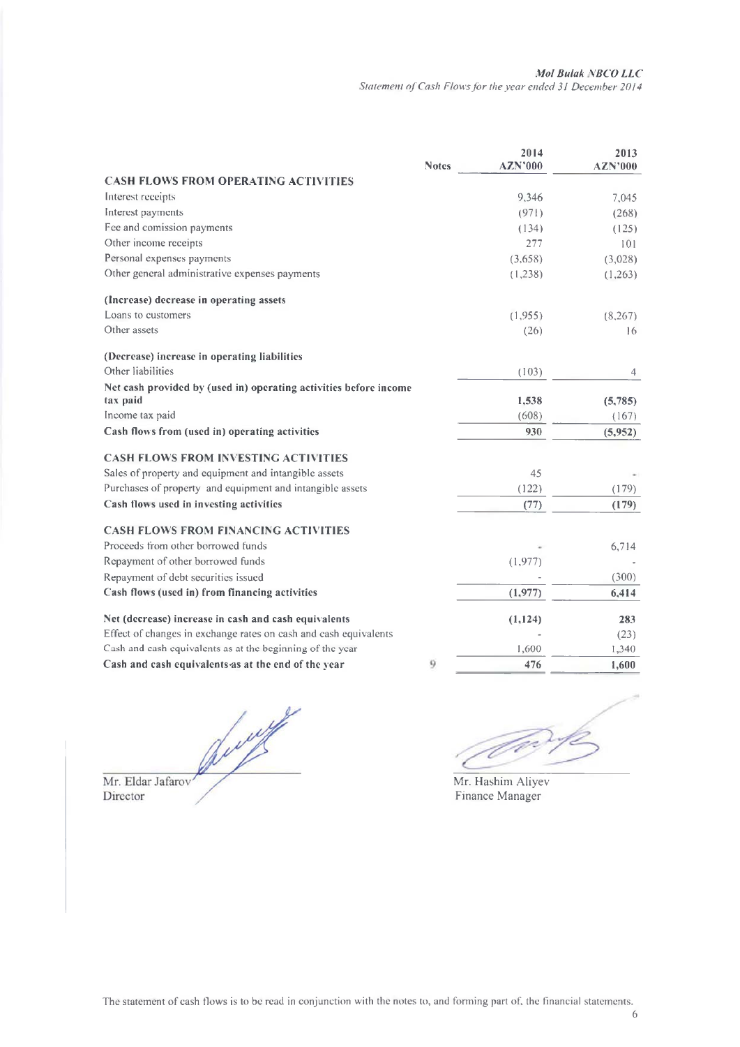| | Notes | 2014 AZN'000 | 2013 AZN'000 |
|---|---|---|---|
| **CASH FLOWS FROM OPERATING ACTIVITIES** | | | |
| Interest receipts | | 9,346 | 7,045 |
| Interest payments | | (971) | (268) |
| Fee and comission payments | | (134) | (125) |
| Other income receipts | | 277 | 101 |
| Personal expenses payments | | (3,658) | (3,028) |
| Other general administrative expenses payments | | (1,238) | (1,263) |
| **(Increase) decrease in operating assets** | | | |
| Loans to customers | | (1,955) | (8,267) |
| Other assets | | (26) | 16 |
| **(Decrease) increase in operating liabilities** | | | |
| Other liabilities | | (103) | 4 |
| **Net cash provided by (used in) operating activities before income tax paid** | | **1,538** | **(5,785)** |
| Income tax paid | | (608) | (167) |
| **Cash flows from (used in) operating activities** | | **930** | **(5,952)** |
| **CASH FLOWS FROM INVESTING ACTIVITIES** | | | |
| Sales of property and equipment and intangible assets | | 45 | - |
| Purchases of property and equipment and intangible assets | | (122) | (179) |
| **Cash flows used in investing activities** | | **(77)** | **(179)** |
| **CASH FLOWS FROM FINANCING ACTIVITIES** | | | |
| Proceeds from other borrowed funds | | - | 6,714 |
| Repayment of other borrowed funds | | (1,977) | - |
| Repayment of debt securities issued | | - | (300) |
| **Cash flows (used in) from financing activities** | | **(1,977)** | **6,414** |
| **Net (decrease) increase in cash and cash equivalents** | | **(1,124)** | **283** |
| Effect of changes in exchange rates on cash and cash equivalents | | - | (23) |
| Cash and cash equivalents as at the beginning of the year | | 1,600 | 1,340 |
| **Cash and cash equivalents as at the end of the year** | 9 | **476** | **1,600** |

Mr. Eldar Jafarov
Director

Mr. Hashim Aliyev
Finance Manager

The statement of cash flows is to be read in conjunction with the notes to, and forming part of, the financial statements.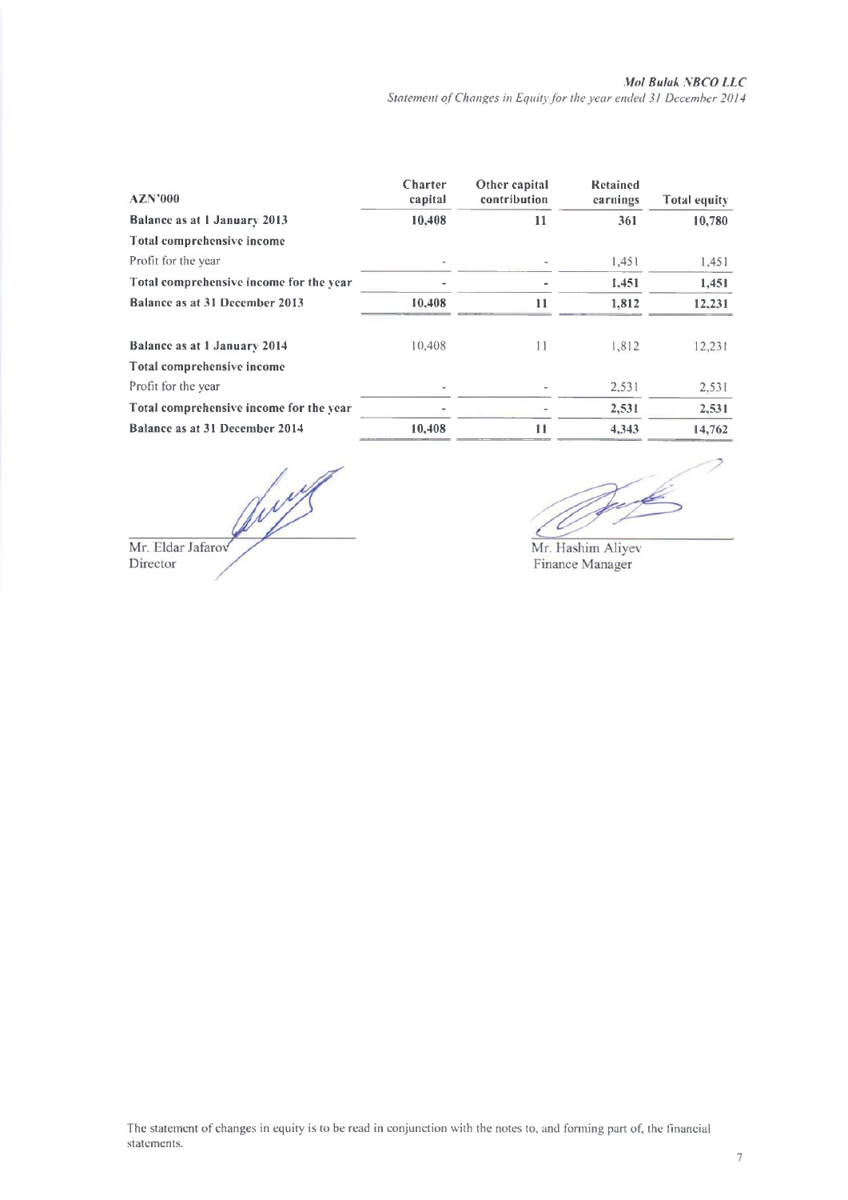| AZN'000 | Charter capital | Other capital contribution | Retained earnings | Total equity |
|---|---|---|---|---|
| **Balance as at 1 January 2013** | **10,408** | **11** | **361** | **10,780** |
| **Total comprehensive income** | | | | |
| Profit for the year | - | - | 1,451 | 1,451 |
| **Total comprehensive income for the year** | **-** | **-** | **1,451** | **1,451** |
| **Balance as at 31 December 2013** | **10,408** | **11** | **1,812** | **12,231** |
| | | | | |
| **Balance as at 1 January 2014** | 10,408 | 11 | 1,812 | 12,231 |
| **Total comprehensive income** | | | | |
| Profit for the year | - | - | 2,531 | 2,531 |
| **Total comprehensive income for the year** | **-** | **-** | **2,531** | **2,531** |
| **Balance as at 31 December 2014** | **10,408** | **11** | **4,343** | **14,762** |

Mr. Eldar Jafarov
Director

Mr. Hashim Aliyev
Finance Manager

The statement of changes in equity is to be read in conjunction with the notes to, and forming part of, the financial statements.